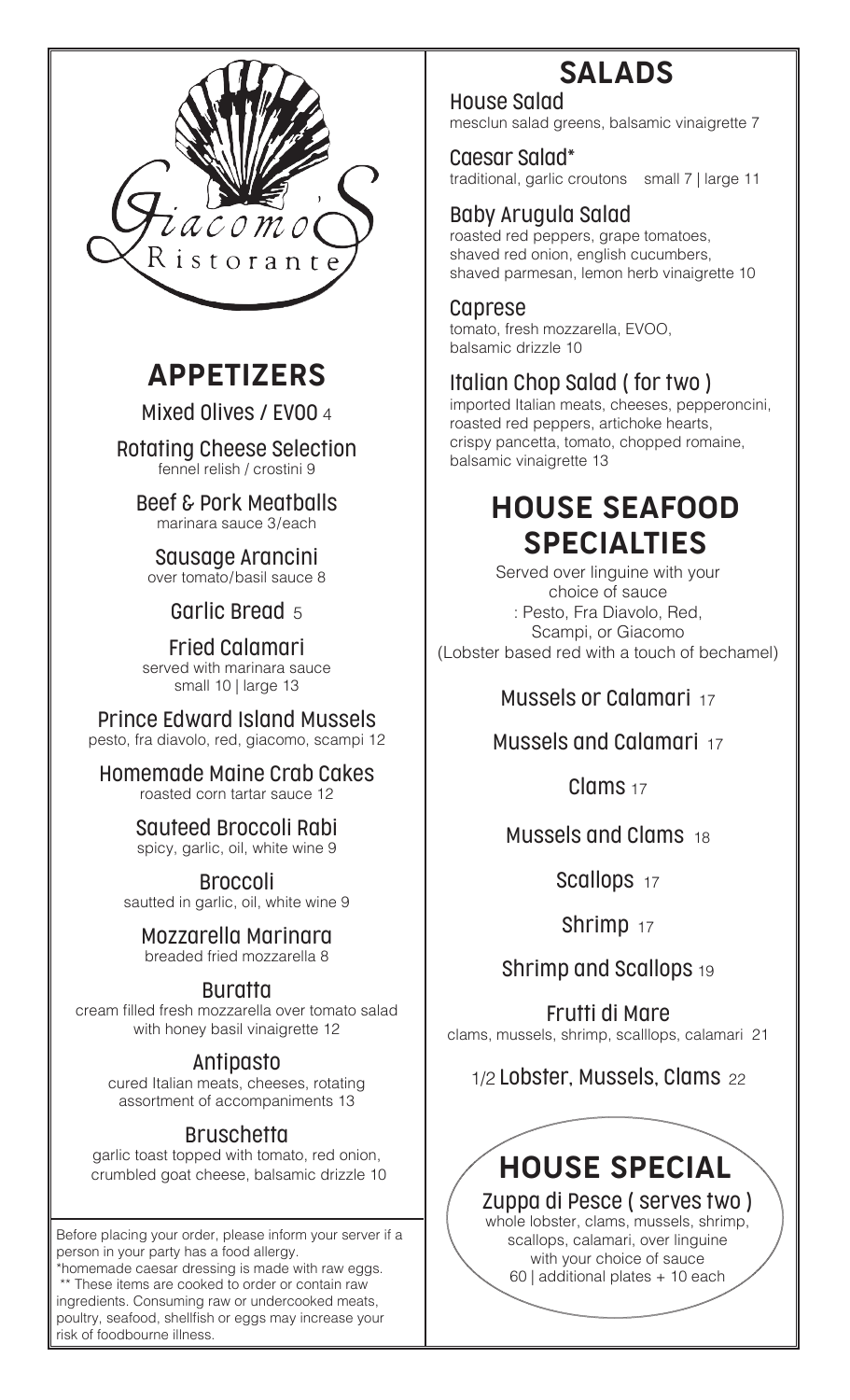Giacomo's Ristorante

## APPETIZERS

**Mixed Olives / EVOO** 4

**Rotating Cheese Selection**
fennel relish / crostini 9

**Beef & Pork Meatballs**
marinara sauce 3/each

**Sausage Arancini**
over tomato/basil sauce 8

**Garlic Bread** 5

**Fried Calamari**
served with marinara sauce
small 10 | large 13

**Prince Edward Island Mussels**
pesto, fra diavolo, red, giacomo, scampi 12

**Homemade Maine Crab Cakes**
roasted corn tartar sauce 12

**Sauteed Broccoli Rabi**
spicy, garlic, oil, white wine 9

**Broccoli**
sautted in garlic, oil, white wine 9

**Mozzarella Marinara**
breaded fried mozzarella 8

**Buratta**
cream filled fresh mozzarella over tomato salad with honey basil vinaigrette 12

**Antipasto**
cured Italian meats, cheeses, rotating assortment of accompaniments 13

**Bruschetta**
garlic toast topped with tomato, red onion, crumbled goat cheese, balsamic drizzle 10

Before placing your order, please inform your server if a person in your party has a food allergy.
*homemade caesar dressing is made with raw eggs.
** These items are cooked to order or contain raw ingredients. Consuming raw or undercooked meats, poultry, seafood, shellfish or eggs may increase your risk of foodbourne illness.

## SALADS

**House Salad**
mesclun salad greens, balsamic vinaigrette 7

**Caesar Salad***
traditional, garlic croutons small 7 | large 11

**Baby Arugula Salad**
roasted red peppers, grape tomatoes, shaved red onion, english cucumbers, shaved parmesan, lemon herb vinaigrette 10

**Caprese**
tomato, fresh mozzarella, EVOO, balsamic drizzle 10

**Italian Chop Salad ( for two )**
imported Italian meats, cheeses, pepperoncini, roasted red peppers, artichoke hearts, crispy pancetta, tomato, chopped romaine, balsamic vinaigrette 13

## HOUSE SEAFOOD SPECIALTIES

Served over linguine with your choice of sauce
: Pesto, Fra Diavolo, Red, Scampi, or Giacomo
(Lobster based red with a touch of bechamel)

**Mussels or Calamari** 17

**Mussels and Calamari** 17

**Clams** 17

**Mussels and Clams** 18

**Scallops** 17

**Shrimp** 17

**Shrimp and Scallops** 19

**Frutti di Mare**
clams, mussels, shrimp, scalllops, calamari 21

**1/2 Lobster, Mussels, Clams** 22

## HOUSE SPECIAL

**Zuppa di Pesce ( serves two )**
whole lobster, clams, mussels, shrimp, scallops, calamari, over linguine with your choice of sauce
60 | additional plates + 10 each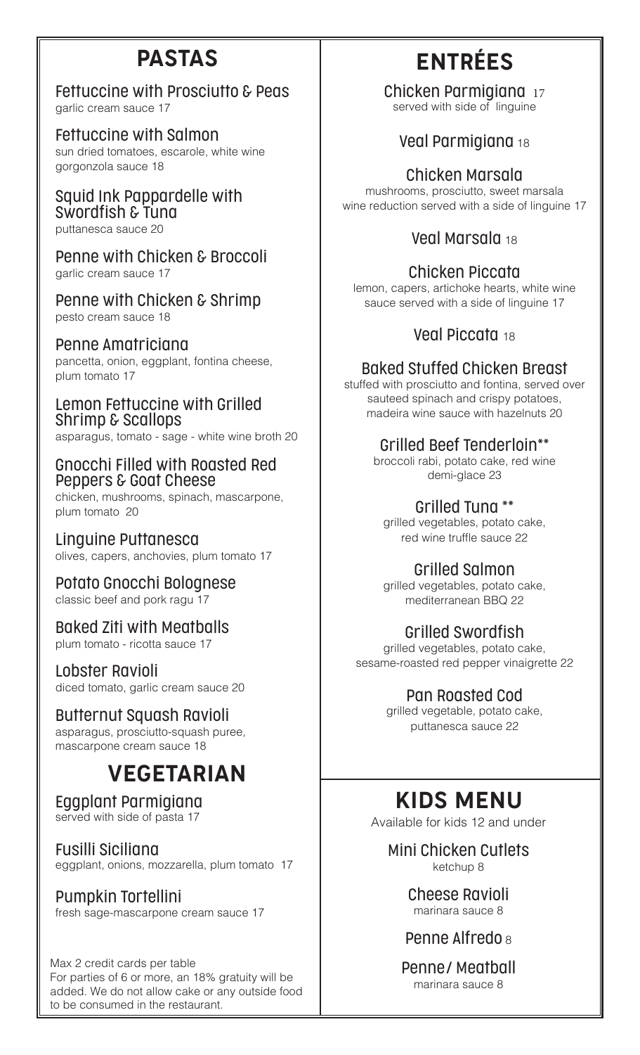# PASTAS

**Fettuccine with Prosciutto & Peas**
garlic cream sauce 17

**Fettuccine with Salmon**
sun dried tomatoes, escarole, white wine gorgonzola sauce 18

**Squid Ink Pappardelle with Swordfish & Tuna**
puttanesca sauce 20

**Penne with Chicken & Broccoli**
garlic cream sauce 17

**Penne with Chicken & Shrimp**
pesto cream sauce 18

**Penne Amatriciana**
pancetta, onion, eggplant, fontina cheese, plum tomato 17

**Lemon Fettuccine with Grilled Shrimp & Scallops**
asparagus, tomato - sage - white wine broth 20

**Gnocchi Filled with Roasted Red Peppers & Goat Cheese**
chicken, mushrooms, spinach, mascarpone, plum tomato 20

**Linguine Puttanesca**
olives, capers, anchovies, plum tomato 17

**Potato Gnocchi Bolognese**
classic beef and pork ragu 17

**Baked Ziti with Meatballs**
plum tomato - ricotta sauce 17

**Lobster Ravioli**
diced tomato, garlic cream sauce 20

**Butternut Squash Ravioli**
asparagus, prosciutto-squash puree, mascarpone cream sauce 18

# VEGETARIAN

**Eggplant Parmigiana**
served with side of pasta 17

**Fusilli Siciliana**
eggplant, onions, mozzarella, plum tomato 17

**Pumpkin Tortellini**
fresh sage-mascarpone cream sauce 17

Max 2 credit cards per table
For parties of 6 or more, an 18% gratuity will be added. We do not allow cake or any outside food to be consumed in the restaurant.

# ENTRÉES

**Chicken Parmigiana** 17
served with side of linguine

**Veal Parmigiana** 18

**Chicken Marsala**
mushrooms, prosciutto, sweet marsala wine reduction served with a side of linguine 17

**Veal Marsala** 18

**Chicken Piccata**
lemon, capers, artichoke hearts, white wine sauce served with a side of linguine 17

**Veal Piccata** 18

**Baked Stuffed Chicken Breast**
stuffed with prosciutto and fontina, served over sauteed spinach and crispy potatoes, madeira wine sauce with hazelnuts 20

**Grilled Beef Tenderloin\*\***
broccoli rabi, potato cake, red wine demi-glace 23

**Grilled Tuna \*\***
grilled vegetables, potato cake, red wine truffle sauce 22

**Grilled Salmon**
grilled vegetables, potato cake, mediterranean BBQ 22

**Grilled Swordfish**
grilled vegetables, potato cake, sesame-roasted red pepper vinaigrette 22

**Pan Roasted Cod**
grilled vegetable, potato cake, puttanesca sauce 22

# KIDS MENU

Available for kids 12 and under

**Mini Chicken Cutlets**
ketchup 8

**Cheese Ravioli**
marinara sauce 8

**Penne Alfredo** 8

**Penne/ Meatball**
marinara sauce 8